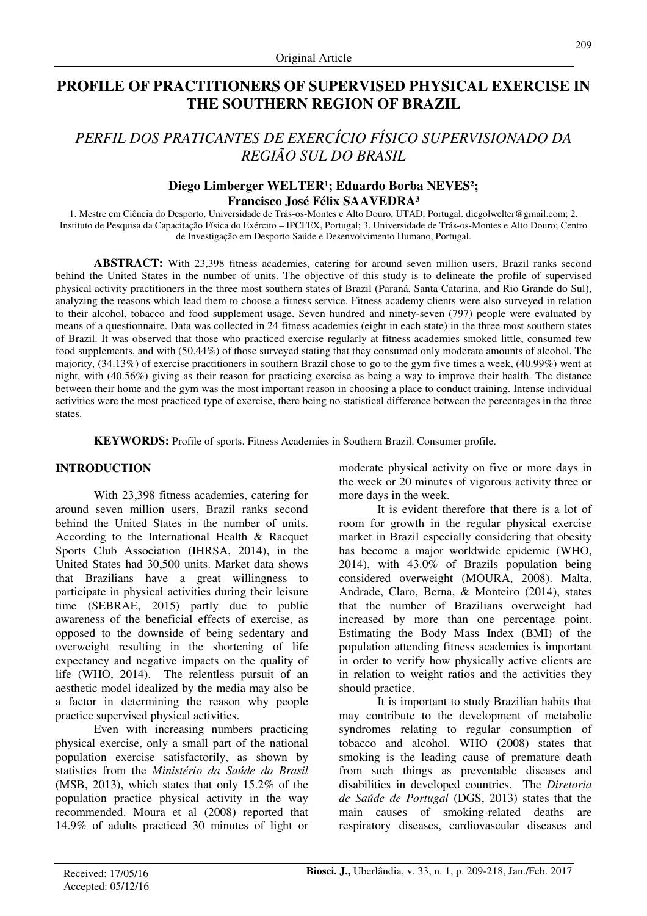Original Article

# PROFILE OF PRACTITIONERS OF SUPERVISED PHYSICAL EXERCISE IN THE SOUTHERN REGION OF BRAZIL

## *PERFIL DOS PRATICANTES DE EXERCÍCIO FÍSICO SUPERVISIONADO DA REGIÃO SUL DO BRASIL*

**Diego Limberger WELTER[1]; Eduardo Borba NEVES[2]; Francisco José Félix SAAVEDRA[3]**

1. Mestre em Ciência do Desporto, Universidade de Trás-os-Montes e Alto Douro, UTAD, Portugal. diegolwelter@gmail.com; 2. Instituto de Pesquisa da Capacitação Física do Exército – IPCFEX, Portugal; 3. Universidade de Trás-os-Montes e Alto Douro; Centro de Investigação em Desporto Saúde e Desenvolvimento Humano, Portugal.

**ABSTRACT:** With 23,398 fitness academies, catering for around seven million users, Brazil ranks second behind the United States in the number of units. The objective of this study is to delineate the profile of supervised physical activity practitioners in the three most southern states of Brazil (Paraná, Santa Catarina, and Rio Grande do Sul), analyzing the reasons which lead them to choose a fitness service. Fitness academy clients were also surveyed in relation to their alcohol, tobacco and food supplement usage. Seven hundred and ninety-seven (797) people were evaluated by means of a questionnaire. Data was collected in 24 fitness academies (eight in each state) in the three most southern states of Brazil. It was observed that those who practiced exercise regularly at fitness academies smoked little, consumed few food supplements, and with (50.44%) of those surveyed stating that they consumed only moderate amounts of alcohol. The majority, (34.13%) of exercise practitioners in southern Brazil chose to go to the gym five times a week, (40.99%) went at night, with (40.56%) giving as their reason for practicing exercise as being a way to improve their health. The distance between their home and the gym was the most important reason in choosing a place to conduct training. Intense individual activities were the most practiced type of exercise, there being no statistical difference between the percentages in the three states.

**KEYWORDS:** Profile of sports. Fitness Academies in Southern Brazil. Consumer profile.

## INTRODUCTION

With 23,398 fitness academies, catering for around seven million users, Brazil ranks second behind the United States in the number of units. According to the International Health & Racquet Sports Club Association (IHRSA, 2014), in the United States had 30,500 units. Market data shows that Brazilians have a great willingness to participate in physical activities during their leisure time (SEBRAE, 2015) partly due to public awareness of the beneficial effects of exercise, as opposed to the downside of being sedentary and overweight resulting in the shortening of life expectancy and negative impacts on the quality of life (WHO, 2014). The relentless pursuit of an aesthetic model idealized by the media may also be a factor in determining the reason why people practice supervised physical activities.

Even with increasing numbers practicing physical exercise, only a small part of the national population exercise satisfactorily, as shown by statistics from the *Ministério da Saúde do Brasil* (MSB, 2013), which states that only 15.2% of the population practice physical activity in the way recommended. Moura et al (2008) reported that 14.9% of adults practiced 30 minutes of light or moderate physical activity on five or more days in the week or 20 minutes of vigorous activity three or more days in the week.

It is evident therefore that there is a lot of room for growth in the regular physical exercise market in Brazil especially considering that obesity has become a major worldwide epidemic (WHO, 2014), with 43.0% of Brazils population being considered overweight (MOURA, 2008). Malta, Andrade, Claro, Berna, & Monteiro (2014), states that the number of Brazilians overweight had increased by more than one percentage point. Estimating the Body Mass Index (BMI) of the population attending fitness academies is important in order to verify how physically active clients are in relation to weight ratios and the activities they should practice.

It is important to study Brazilian habits that may contribute to the development of metabolic syndromes relating to regular consumption of tobacco and alcohol. WHO (2008) states that smoking is the leading cause of premature death from such things as preventable diseases and disabilities in developed countries. The *Diretoria de Saúde de Portugal* (DGS, 2013) states that the main causes of smoking-related deaths are respiratory diseases, cardiovascular diseases and

Received: 17/05/16
Accepted: 05/12/16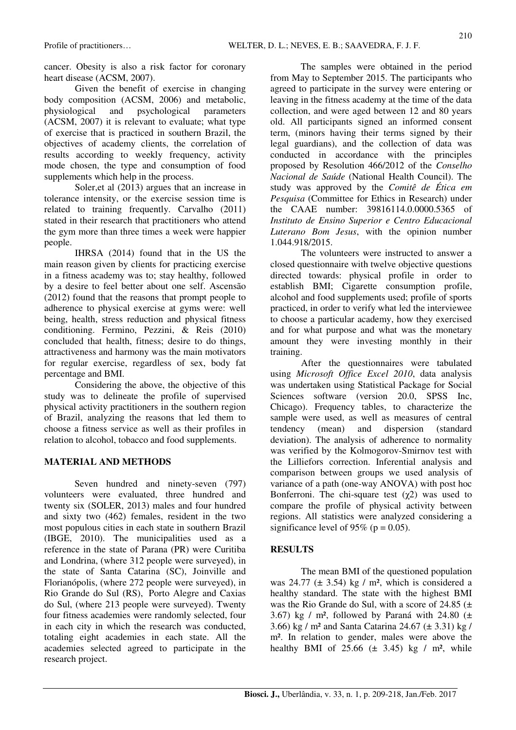cancer. Obesity is also a risk factor for coronary heart disease (ACSM, 2007).

Given the benefit of exercise in changing body composition (ACSM, 2006) and metabolic, physiological and psychological parameters (ACSM, 2007) it is relevant to evaluate; what type of exercise that is practiced in southern Brazil, the objectives of academy clients, the correlation of results according to weekly frequency, activity mode chosen, the type and consumption of food supplements which help in the process.

Soler,et al (2013) argues that an increase in tolerance intensity, or the exercise session time is related to training frequently. Carvalho (2011) stated in their research that practitioners who attend the gym more than three times a week were happier people.

IHRSA (2014) found that in the US the main reason given by clients for practicing exercise in a fitness academy was to; stay healthy, followed by a desire to feel better about one self. Ascensão (2012) found that the reasons that prompt people to adherence to physical exercise at gyms were: well being, health, stress reduction and physical fitness conditioning. Fermino, Pezzini, & Reis (2010) concluded that health, fitness; desire to do things, attractiveness and harmony was the main motivators for regular exercise, regardless of sex, body fat percentage and BMI.

Considering the above, the objective of this study was to delineate the profile of supervised physical activity practitioners in the southern region of Brazil, analyzing the reasons that led them to choose a fitness service as well as their profiles in relation to alcohol, tobacco and food supplements.

## MATERIAL AND METHODS

Seven hundred and ninety-seven (797) volunteers were evaluated, three hundred and twenty six (SOLER, 2013) males and four hundred and sixty two (462) females, resident in the two most populous cities in each state in southern Brazil (IBGE, 2010). The municipalities used as a reference in the state of Parana (PR) were Curitiba and Londrina, (where 312 people were surveyed), in the state of Santa Catarina (SC), Joinville and Florianópolis, (where 272 people were surveyed), in Rio Grande do Sul (RS), Porto Alegre and Caxias do Sul, (where 213 people were surveyed). Twenty four fitness academies were randomly selected, four in each city in which the research was conducted, totaling eight academies in each state. All the academies selected agreed to participate in the research project.

The samples were obtained in the period from May to September 2015. The participants who agreed to participate in the survey were entering or leaving in the fitness academy at the time of the data collection, and were aged between 12 and 80 years old. All participants signed an informed consent term, (minors having their terms signed by their legal guardians), and the collection of data was conducted in accordance with the principles proposed by Resolution 466/2012 of the *Conselho Nacional de Saúde* (National Health Council). The study was approved by the *Comitê de Ética em Pesquisa* (Committee for Ethics in Research) under the CAAE number: 39816114.0.0000.5365 of *Instituto de Ensino Superior e Centro Educacional Luterano Bom Jesus*, with the opinion number 1.044.918/2015.

The volunteers were instructed to answer a closed questionnaire with twelve objective questions directed towards: physical profile in order to establish BMI; Cigarette consumption profile, alcohol and food supplements used; profile of sports practiced, in order to verify what led the interviewee to choose a particular academy, how they exercised and for what purpose and what was the monetary amount they were investing monthly in their training.

After the questionnaires were tabulated using *Microsoft Office Excel 2010*, data analysis was undertaken using Statistical Package for Social Sciences software (version 20.0, SPSS Inc, Chicago). Frequency tables, to characterize the sample were used, as well as measures of central tendency (mean) and dispersion (standard deviation). The analysis of adherence to normality was verified by the Kolmogorov-Smirnov test with the Lilliefors correction. Inferential analysis and comparison between groups we used analysis of variance of a path (one-way ANOVA) with post hoc Bonferroni. The chi-square test ($\chi2$) was used to compare the profile of physical activity between regions. All statistics were analyzed considering a significance level of 95% ($p = 0.05$).

## RESULTS

The mean BMI of the questioned population was 24.77 (± 3.54) kg / m², which is considered a healthy standard. The state with the highest BMI was the Rio Grande do Sul, with a score of 24.85 (± 3.67) kg / m², followed by Paraná with 24.80 (± 3.66) kg / m² and Santa Catarina 24.67 (± 3.31) kg / m². In relation to gender, males were above the healthy BMI of 25.66 (± 3.45) kg / m², while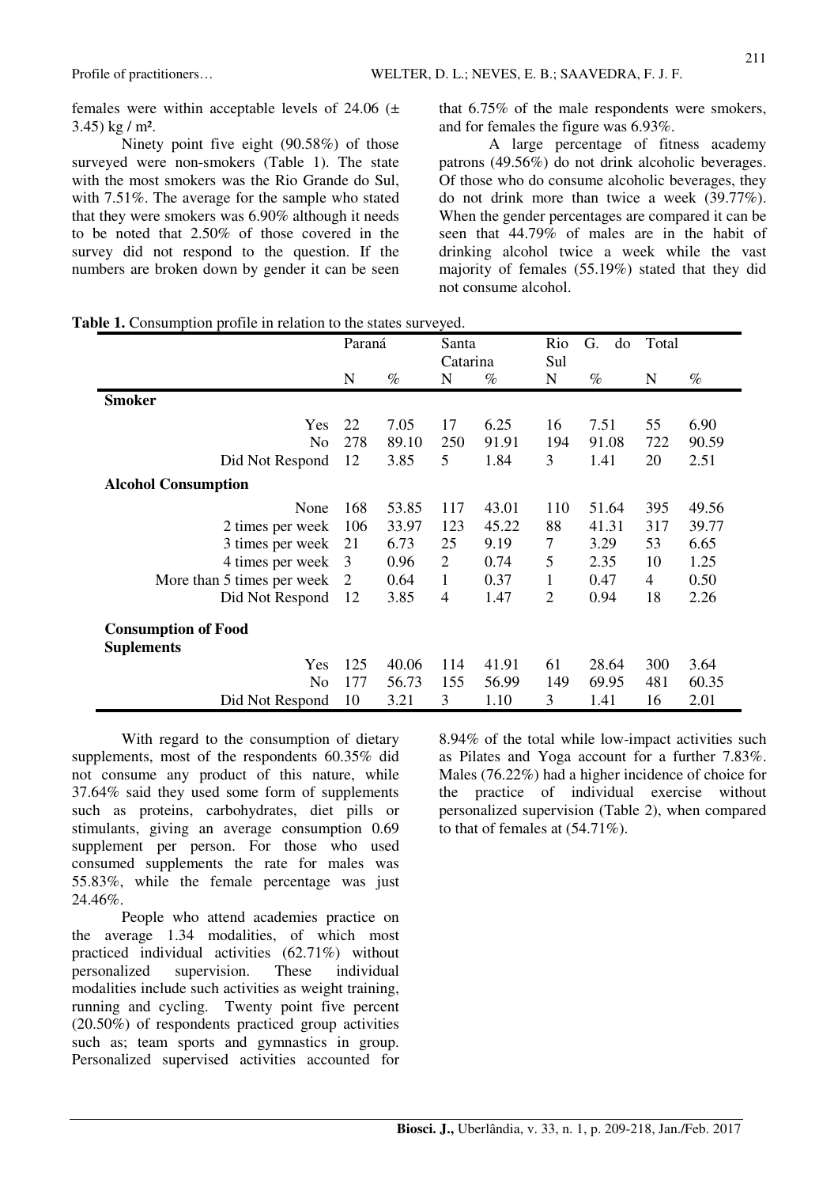females were within acceptable levels of 24.06 (± 3.45) kg / m².

Ninety point five eight (90.58%) of those surveyed were non-smokers (Table 1). The state with the most smokers was the Rio Grande do Sul, with 7.51%. The average for the sample who stated that they were smokers was 6.90% although it needs to be noted that 2.50% of those covered in the survey did not respond to the question. If the numbers are broken down by gender it can be seen that 6.75% of the male respondents were smokers, and for females the figure was 6.93%.

A large percentage of fitness academy patrons (49.56%) do not drink alcoholic beverages. Of those who do consume alcoholic beverages, they do not drink more than twice a week (39.77%). When the gender percentages are compared it can be seen that 44.79% of males are in the habit of drinking alcohol twice a week while the vast majority of females (55.19%) stated that they did not consume alcohol.

**Table 1.** Consumption profile in relation to the states surveyed.

| | Paraná | | Santa Catarina | | Rio G. do Sul | | Total | |
|---|---|---|---|---|---|---|---|---|
| | N | % | N | % | N | % | N | % |
| **Smoker** | | | | | | | | |
| Yes | 22 | 7.05 | 17 | 6.25 | 16 | 7.51 | 55 | 6.90 |
| No | 278 | 89.10 | 250 | 91.91 | 194 | 91.08 | 722 | 90.59 |
| Did Not Respond | 12 | 3.85 | 5 | 1.84 | 3 | 1.41 | 20 | 2.51 |
| **Alcohol Consumption** | | | | | | | | |
| None | 168 | 53.85 | 117 | 43.01 | 110 | 51.64 | 395 | 49.56 |
| 2 times per week | 106 | 33.97 | 123 | 45.22 | 88 | 41.31 | 317 | 39.77 |
| 3 times per week | 21 | 6.73 | 25 | 9.19 | 7 | 3.29 | 53 | 6.65 |
| 4 times per week | 3 | 0.96 | 2 | 0.74 | 5 | 2.35 | 10 | 1.25 |
| More than 5 times per week | 2 | 0.64 | 1 | 0.37 | 1 | 0.47 | 4 | 0.50 |
| Did Not Respond | 12 | 3.85 | 4 | 1.47 | 2 | 0.94 | 18 | 2.26 |
| **Consumption of Food Suplements** | | | | | | | | |
| Yes | 125 | 40.06 | 114 | 41.91 | 61 | 28.64 | 300 | 3.64 |
| No | 177 | 56.73 | 155 | 56.99 | 149 | 69.95 | 481 | 60.35 |
| Did Not Respond | 10 | 3.21 | 3 | 1.10 | 3 | 1.41 | 16 | 2.01 |

With regard to the consumption of dietary supplements, most of the respondents 60.35% did not consume any product of this nature, while 37.64% said they used some form of supplements such as proteins, carbohydrates, diet pills or stimulants, giving an average consumption 0.69 supplement per person. For those who used consumed supplements the rate for males was 55.83%, while the female percentage was just 24.46%.

People who attend academies practice on the average 1.34 modalities, of which most practiced individual activities (62.71%) without personalized supervision. These individual modalities include such activities as weight training, running and cycling. Twenty point five percent (20.50%) of respondents practiced group activities such as; team sports and gymnastics in group. Personalized supervised activities accounted for 8.94% of the total while low-impact activities such as Pilates and Yoga account for a further 7.83%. Males (76.22%) had a higher incidence of choice for the practice of individual exercise without personalized supervision (Table 2), when compared to that of females at (54.71%).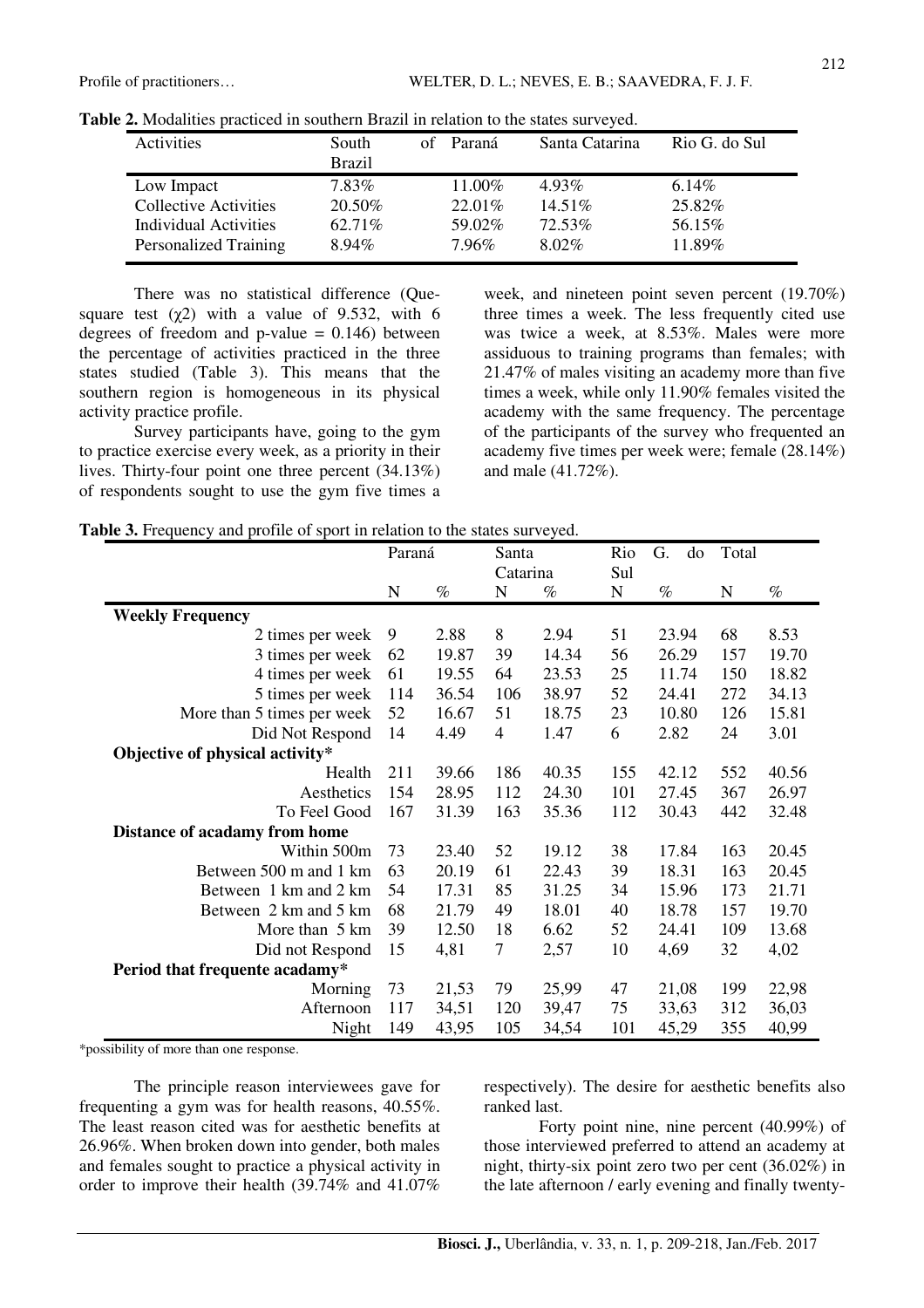**Table 2.** Modalities practiced in southern Brazil in relation to the states surveyed.

| Activities | South of Brazil | Paraná | Santa Catarina | Rio G. do Sul |
|---|---|---|---|---|
| Low Impact | 7.83% | 11.00% | 4.93% | 6.14% |
| Collective Activities | 20.50% | 22.01% | 14.51% | 25.82% |
| Individual Activities | 62.71% | 59.02% | 72.53% | 56.15% |
| Personalized Training | 8.94% | 7.96% | 8.02% | 11.89% |

There was no statistical difference (Que-square test ($\chi 2$) with a value of 9.532, with 6 degrees of freedom and p-value = 0.146) between the percentage of activities practiced in the three states studied (Table 3). This means that the southern region is homogeneous in its physical activity practice profile.

Survey participants have, going to the gym to practice exercise every week, as a priority in their lives. Thirty-four point one three percent (34.13%) of respondents sought to use the gym five times a week, and nineteen point seven percent (19.70%) three times a week. The less frequently cited use was twice a week, at 8.53%. Males were more assiduous to training programs than females; with 21.47% of males visiting an academy more than five times a week, while only 11.90% females visited the academy with the same frequency. The percentage of the participants of the survey who frequented an academy five times per week were; female (28.14%) and male (41.72%).

**Table 3.** Frequency and profile of sport in relation to the states surveyed.

| | Paraná | | Santa Catarina | | Rio G. do Sul | | Total | |
|---|---|---|---|---|---|---|---|---|
| | N | % | N | % | N | % | N | % |
| **Weekly Frequency** | | | | | | | | |
| 2 times per week | 9 | 2.88 | 8 | 2.94 | 51 | 23.94 | 68 | 8.53 |
| 3 times per week | 62 | 19.87 | 39 | 14.34 | 56 | 26.29 | 157 | 19.70 |
| 4 times per week | 61 | 19.55 | 64 | 23.53 | 25 | 11.74 | 150 | 18.82 |
| 5 times per week | 114 | 36.54 | 106 | 38.97 | 52 | 24.41 | 272 | 34.13 |
| More than 5 times per week | 52 | 16.67 | 51 | 18.75 | 23 | 10.80 | 126 | 15.81 |
| Did Not Respond | 14 | 4.49 | 4 | 1.47 | 6 | 2.82 | 24 | 3.01 |
| **Objective of physical activity*** | | | | | | | | |
| Health | 211 | 39.66 | 186 | 40.35 | 155 | 42.12 | 552 | 40.56 |
| Aesthetics | 154 | 28.95 | 112 | 24.30 | 101 | 27.45 | 367 | 26.97 |
| To Feel Good | 167 | 31.39 | 163 | 35.36 | 112 | 30.43 | 442 | 32.48 |
| **Distance of acadamy from home** | | | | | | | | |
| Within 500m | 73 | 23.40 | 52 | 19.12 | 38 | 17.84 | 163 | 20.45 |
| Between 500 m and 1 km | 63 | 20.19 | 61 | 22.43 | 39 | 18.31 | 163 | 20.45 |
| Between 1 km and 2 km | 54 | 17.31 | 85 | 31.25 | 34 | 15.96 | 173 | 21.71 |
| Between 2 km and 5 km | 68 | 21.79 | 49 | 18.01 | 40 | 18.78 | 157 | 19.70 |
| More than 5 km | 39 | 12.50 | 18 | 6.62 | 52 | 24.41 | 109 | 13.68 |
| Did not Respond | 15 | 4,81 | 7 | 2,57 | 10 | 4,69 | 32 | 4,02 |
| **Period that frequente acadamy*** | | | | | | | | |
| Morning | 73 | 21,53 | 79 | 25,99 | 47 | 21,08 | 199 | 22,98 |
| Afternoon | 117 | 34,51 | 120 | 39,47 | 75 | 33,63 | 312 | 36,03 |
| Night | 149 | 43,95 | 105 | 34,54 | 101 | 45,29 | 355 | 40,99 |

*possibility of more than one response.

The principle reason interviewees gave for frequenting a gym was for health reasons, 40.55%. The least reason cited was for aesthetic benefits at 26.96%. When broken down into gender, both males and females sought to practice a physical activity in order to improve their health (39.74% and 41.07% respectively). The desire for aesthetic benefits also ranked last.

Forty point nine, nine percent (40.99%) of those interviewed preferred to attend an academy at night, thirty-six point zero two per cent (36.02%) in the late afternoon / early evening and finally twenty-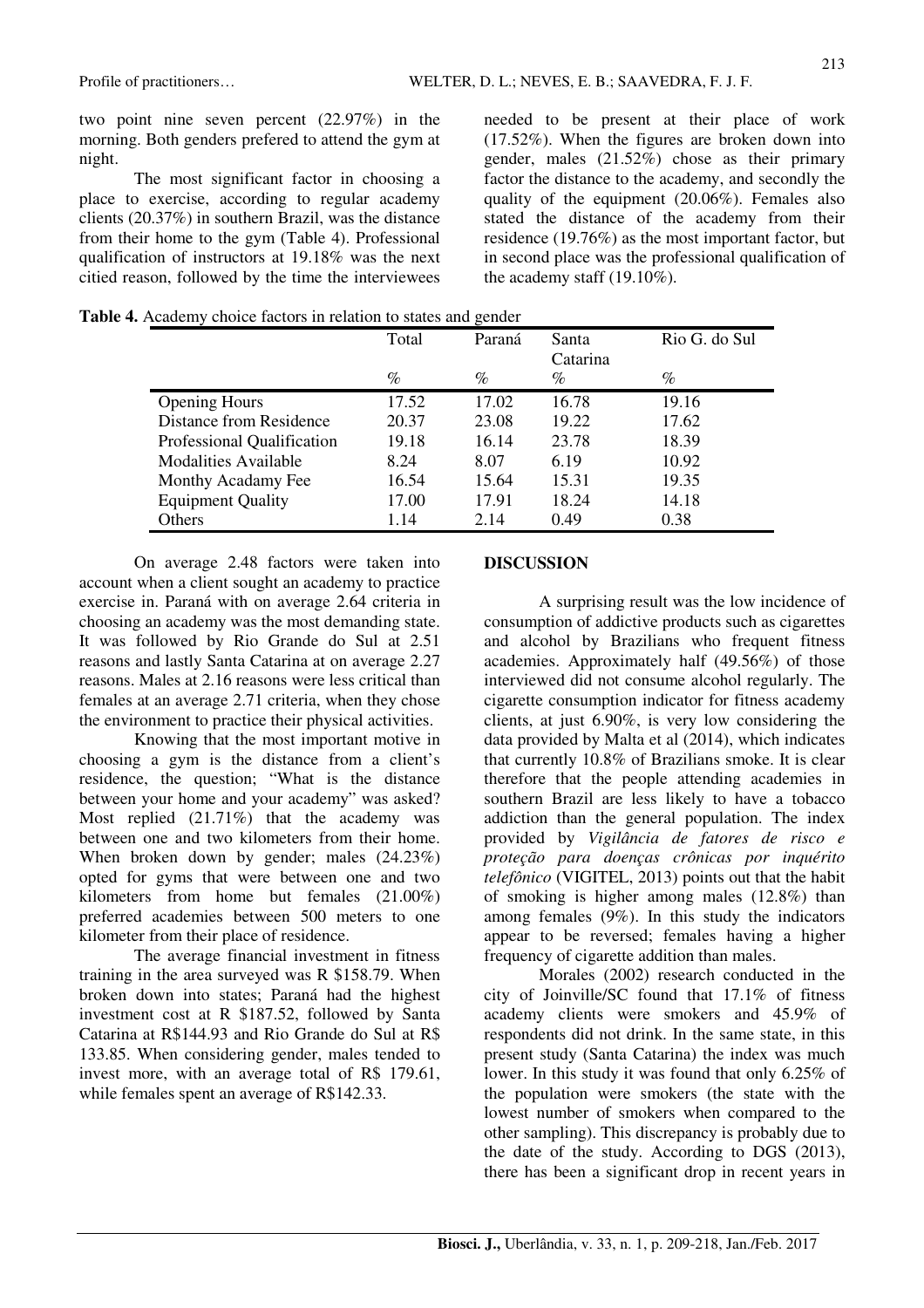two point nine seven percent (22.97%) in the morning. Both genders prefered to attend the gym at night.

The most significant factor in choosing a place to exercise, according to regular academy clients (20.37%) in southern Brazil, was the distance from their home to the gym (Table 4). Professional qualification of instructors at 19.18% was the next citied reason, followed by the time the interviewees needed to be present at their place of work (17.52%). When the figures are broken down into gender, males (21.52%) chose as their primary factor the distance to the academy, and secondly the quality of the equipment (20.06%). Females also stated the distance of the academy from their residence (19.76%) as the most important factor, but in second place was the professional qualification of the academy staff (19.10%).

**Table 4.** Academy choice factors in relation to states and gender

| | Total | Paraná | Santa Catarina | Rio G. do Sul |
|---|---|---|---|---|
| | % | % | % | % |
| Opening Hours | 17.52 | 17.02 | 16.78 | 19.16 |
| Distance from Residence | 20.37 | 23.08 | 19.22 | 17.62 |
| Professional Qualification | 19.18 | 16.14 | 23.78 | 18.39 |
| Modalities Available | 8.24 | 8.07 | 6.19 | 10.92 |
| Monthy Acadamy Fee | 16.54 | 15.64 | 15.31 | 19.35 |
| Equipment Quality | 17.00 | 17.91 | 18.24 | 14.18 |
| Others | 1.14 | 2.14 | 0.49 | 0.38 |

On average 2.48 factors were taken into account when a client sought an academy to practice exercise in. Paraná with on average 2.64 criteria in choosing an academy was the most demanding state. It was followed by Rio Grande do Sul at 2.51 reasons and lastly Santa Catarina at on average 2.27 reasons. Males at 2.16 reasons were less critical than females at an average 2.71 criteria, when they chose the environment to practice their physical activities.

Knowing that the most important motive in choosing a gym is the distance from a client's residence, the question; "What is the distance between your home and your academy" was asked? Most replied (21.71%) that the academy was between one and two kilometers from their home. When broken down by gender; males (24.23%) opted for gyms that were between one and two kilometers from home but females (21.00%) preferred academies between 500 meters to one kilometer from their place of residence.

The average financial investment in fitness training in the area surveyed was R $158.79. When broken down into states; Paraná had the highest investment cost at R $187.52, followed by Santa Catarina at R$144.93 and Rio Grande do Sul at R$ 133.85. When considering gender, males tended to invest more, with an average total of R$ 179.61, while females spent an average of R$142.33.

## DISCUSSION

A surprising result was the low incidence of consumption of addictive products such as cigarettes and alcohol by Brazilians who frequent fitness academies. Approximately half (49.56%) of those interviewed did not consume alcohol regularly. The cigarette consumption indicator for fitness academy clients, at just 6.90%, is very low considering the data provided by Malta et al (2014), which indicates that currently 10.8% of Brazilians smoke. It is clear therefore that the people attending academies in southern Brazil are less likely to have a tobacco addiction than the general population. The index provided by *Vigilância de fatores de risco e proteção para doenças crônicas por inquérito telefônico* (VIGITEL, 2013) points out that the habit of smoking is higher among males (12.8%) than among females (9%). In this study the indicators appear to be reversed; females having a higher frequency of cigarette addition than males.

Morales (2002) research conducted in the city of Joinville/SC found that 17.1% of fitness academy clients were smokers and 45.9% of respondents did not drink. In the same state, in this present study (Santa Catarina) the index was much lower. In this study it was found that only 6.25% of the population were smokers (the state with the lowest number of smokers when compared to the other sampling). This discrepancy is probably due to the date of the study. According to DGS (2013), there has been a significant drop in recent years in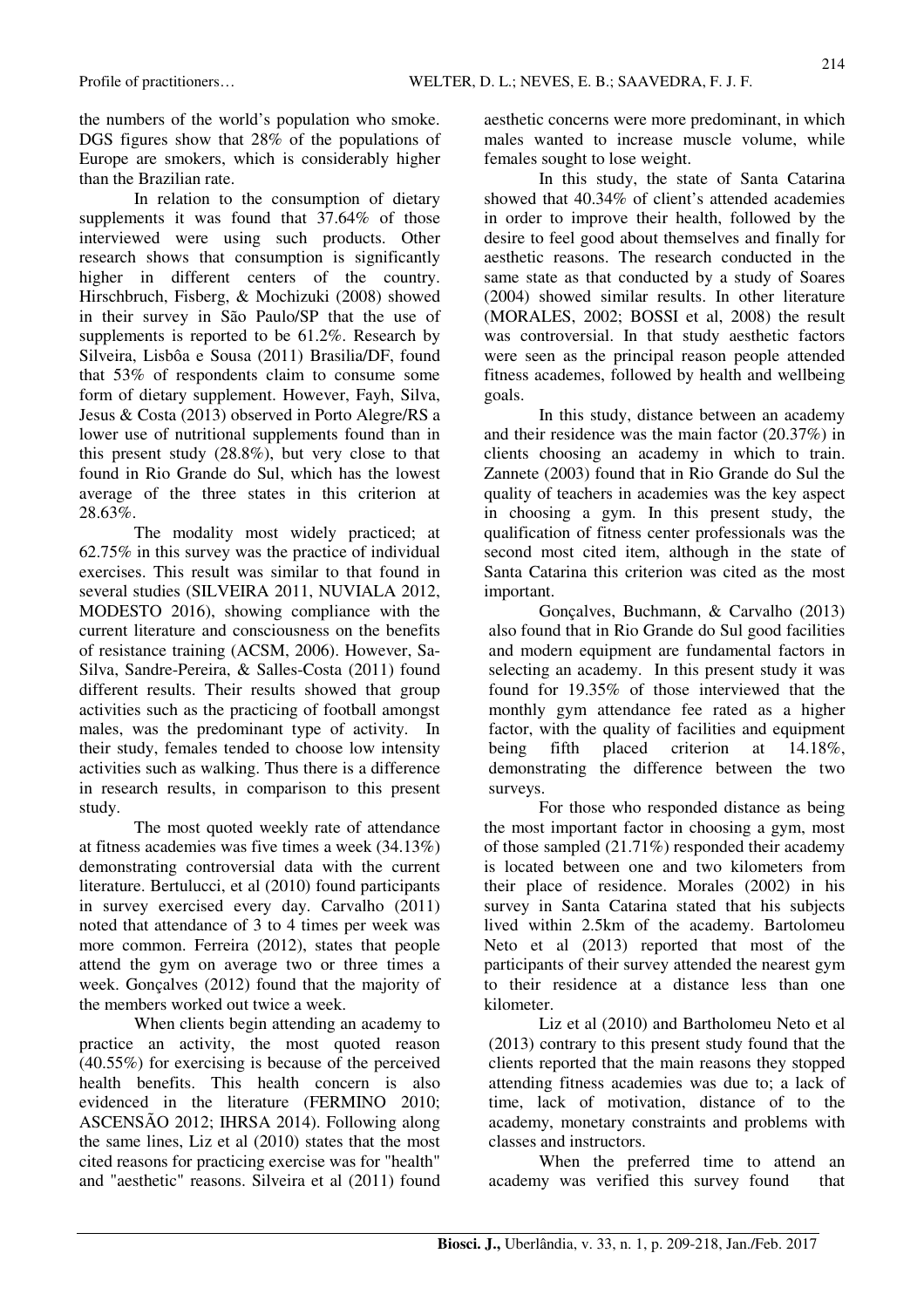the numbers of the world's population who smoke. DGS figures show that 28% of the populations of Europe are smokers, which is considerably higher than the Brazilian rate.

In relation to the consumption of dietary supplements it was found that 37.64% of those interviewed were using such products. Other research shows that consumption is significantly higher in different centers of the country. Hirschbruch, Fisberg, & Mochizuki (2008) showed in their survey in São Paulo/SP that the use of supplements is reported to be 61.2%. Research by Silveira, Lisbôa e Sousa (2011) Brasilia/DF, found that 53% of respondents claim to consume some form of dietary supplement. However, Fayh, Silva, Jesus & Costa (2013) observed in Porto Alegre/RS a lower use of nutritional supplements found than in this present study (28.8%), but very close to that found in Rio Grande do Sul, which has the lowest average of the three states in this criterion at 28.63%.

The modality most widely practiced; at 62.75% in this survey was the practice of individual exercises. This result was similar to that found in several studies (SILVEIRA 2011, NUVIALA 2012, MODESTO 2016), showing compliance with the current literature and consciousness on the benefits of resistance training (ACSM, 2006). However, Sa-Silva, Sandre-Pereira, & Salles-Costa (2011) found different results. Their results showed that group activities such as the practicing of football amongst males, was the predominant type of activity. In their study, females tended to choose low intensity activities such as walking. Thus there is a difference in research results, in comparison to this present study.

The most quoted weekly rate of attendance at fitness academies was five times a week (34.13%) demonstrating controversial data with the current literature. Bertulucci, et al (2010) found participants in survey exercised every day. Carvalho (2011) noted that attendance of 3 to 4 times per week was more common. Ferreira (2012), states that people attend the gym on average two or three times a week. Gonçalves (2012) found that the majority of the members worked out twice a week.

When clients begin attending an academy to practice an activity, the most quoted reason (40.55%) for exercising is because of the perceived health benefits. This health concern is also evidenced in the literature (FERMINO 2010; ASCENSÃO 2012; IHRSA 2014). Following along the same lines, Liz et al (2010) states that the most cited reasons for practicing exercise was for "health" and "aesthetic" reasons. Silveira et al (2011) found aesthetic concerns were more predominant, in which males wanted to increase muscle volume, while females sought to lose weight.

In this study, the state of Santa Catarina showed that 40.34% of client's attended academies in order to improve their health, followed by the desire to feel good about themselves and finally for aesthetic reasons. The research conducted in the same state as that conducted by a study of Soares (2004) showed similar results. In other literature (MORALES, 2002; BOSSI et al, 2008) the result was controversial. In that study aesthetic factors were seen as the principal reason people attended fitness academes, followed by health and wellbeing goals.

In this study, distance between an academy and their residence was the main factor (20.37%) in clients choosing an academy in which to train. Zannete (2003) found that in Rio Grande do Sul the quality of teachers in academies was the key aspect in choosing a gym. In this present study, the qualification of fitness center professionals was the second most cited item, although in the state of Santa Catarina this criterion was cited as the most important.

Gonçalves, Buchmann, & Carvalho (2013) also found that in Rio Grande do Sul good facilities and modern equipment are fundamental factors in selecting an academy. In this present study it was found for 19.35% of those interviewed that the monthly gym attendance fee rated as a higher factor, with the quality of facilities and equipment being fifth placed criterion at 14.18%, demonstrating the difference between the two surveys.

For those who responded distance as being the most important factor in choosing a gym, most of those sampled (21.71%) responded their academy is located between one and two kilometers from their place of residence. Morales (2002) in his survey in Santa Catarina stated that his subjects lived within 2.5km of the academy. Bartolomeu Neto et al (2013) reported that most of the participants of their survey attended the nearest gym to their residence at a distance less than one kilometer.

Liz et al (2010) and Bartholomeu Neto et al (2013) contrary to this present study found that the clients reported that the main reasons they stopped attending fitness academies was due to; a lack of time, lack of motivation, distance of to the academy, monetary constraints and problems with classes and instructors.

When the preferred time to attend an academy was verified this survey found that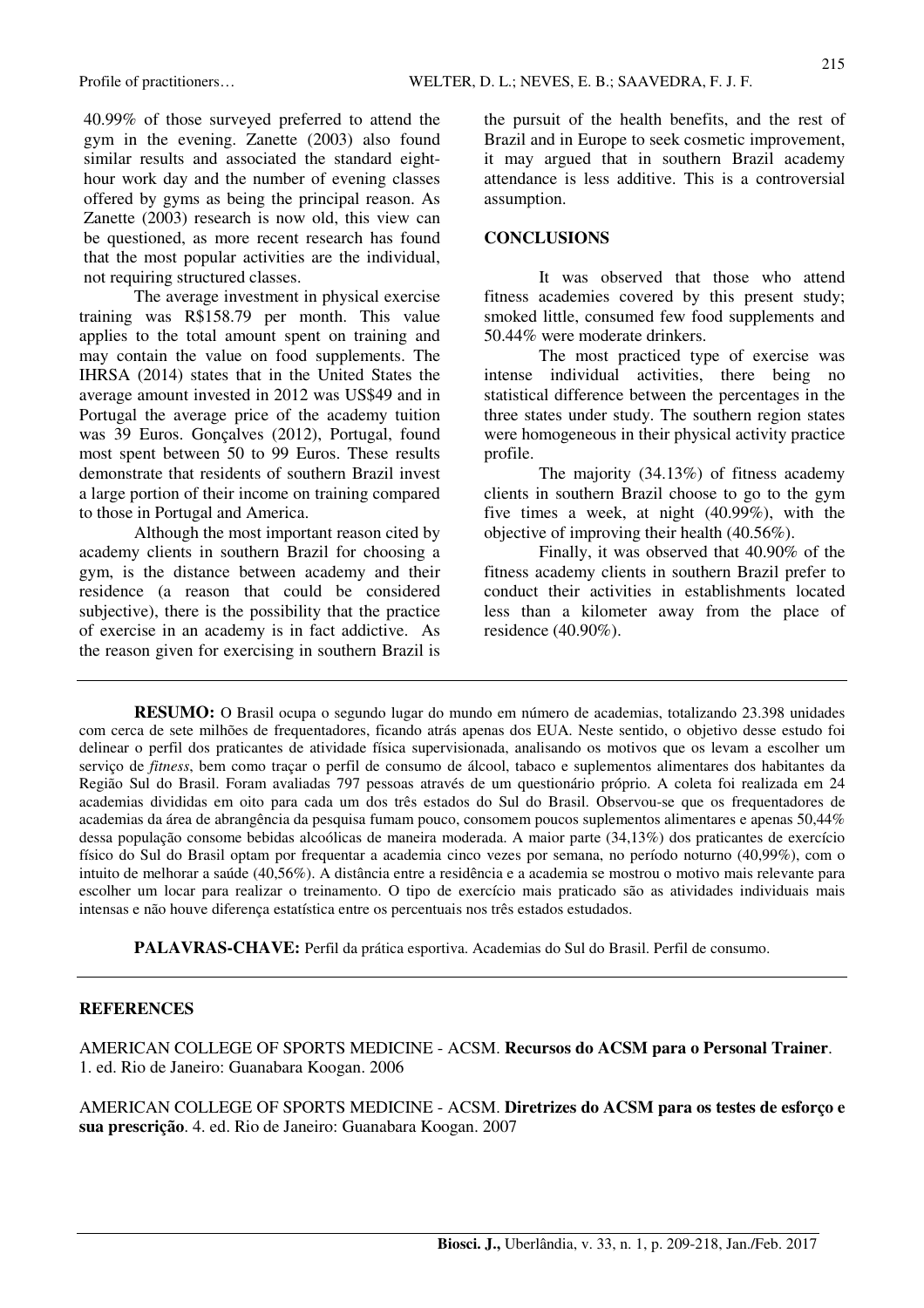40.99% of those surveyed preferred to attend the gym in the evening. Zanette (2003) also found similar results and associated the standard eight-hour work day and the number of evening classes offered by gyms as being the principal reason. As Zanette (2003) research is now old, this view can be questioned, as more recent research has found that the most popular activities are the individual, not requiring structured classes.

The average investment in physical exercise training was R$158.79 per month. This value applies to the total amount spent on training and may contain the value on food supplements. The IHRSA (2014) states that in the United States the average amount invested in 2012 was US$49 and in Portugal the average price of the academy tuition was 39 Euros. Gonçalves (2012), Portugal, found most spent between 50 to 99 Euros. These results demonstrate that residents of southern Brazil invest a large portion of their income on training compared to those in Portugal and America.

Although the most important reason cited by academy clients in southern Brazil for choosing a gym, is the distance between academy and their residence (a reason that could be considered subjective), there is the possibility that the practice of exercise in an academy is in fact addictive. As the reason given for exercising in southern Brazil is the pursuit of the health benefits, and the rest of Brazil and in Europe to seek cosmetic improvement, it may argued that in southern Brazil academy attendance is less additive. This is a controversial assumption.

## CONCLUSIONS

It was observed that those who attend fitness academies covered by this present study; smoked little, consumed few food supplements and 50.44% were moderate drinkers.

The most practiced type of exercise was intense individual activities, there being no statistical difference between the percentages in the three states under study. The southern region states were homogeneous in their physical activity practice profile.

The majority (34.13%) of fitness academy clients in southern Brazil choose to go to the gym five times a week, at night (40.99%), with the objective of improving their health (40.56%).

Finally, it was observed that 40.90% of the fitness academy clients in southern Brazil prefer to conduct their activities in establishments located less than a kilometer away from the place of residence (40.90%).

---

**RESUMO:** O Brasil ocupa o segundo lugar do mundo em número de academias, totalizando 23.398 unidades com cerca de sete milhões de frequentadores, ficando atrás apenas dos EUA. Neste sentido, o objetivo desse estudo foi delinear o perfil dos praticantes de atividade física supervisionada, analisando os motivos que os levam a escolher um serviço de *fitness*, bem como traçar o perfil de consumo de álcool, tabaco e suplementos alimentares dos habitantes da Região Sul do Brasil. Foram avaliadas 797 pessoas através de um questionário próprio. A coleta foi realizada em 24 academias divididas em oito para cada um dos três estados do Sul do Brasil. Observou-se que os frequentadores de academias da área de abrangência da pesquisa fumam pouco, consomem poucos suplementos alimentares e apenas 50,44% dessa população consome bebidas alcoólicas de maneira moderada. A maior parte (34,13%) dos praticantes de exercício físico do Sul do Brasil optam por frequentar a academia cinco vezes por semana, no período noturno (40,99%), com o intuito de melhorar a saúde (40,56%). A distância entre a residência e a academia se mostrou o motivo mais relevante para escolher um locar para realizar o treinamento. O tipo de exercício mais praticado são as atividades individuais mais intensas e não houve diferença estatística entre os percentuais nos três estados estudados.

**PALAVRAS-CHAVE:** Perfil da prática esportiva. Academias do Sul do Brasil. Perfil de consumo.

---

## REFERENCES

AMERICAN COLLEGE OF SPORTS MEDICINE - ACSM. **Recursos do ACSM para o Personal Trainer**. 1. ed. Rio de Janeiro: Guanabara Koogan. 2006

AMERICAN COLLEGE OF SPORTS MEDICINE - ACSM. **Diretrizes do ACSM para os testes de esforço e sua prescrição**. 4. ed. Rio de Janeiro: Guanabara Koogan. 2007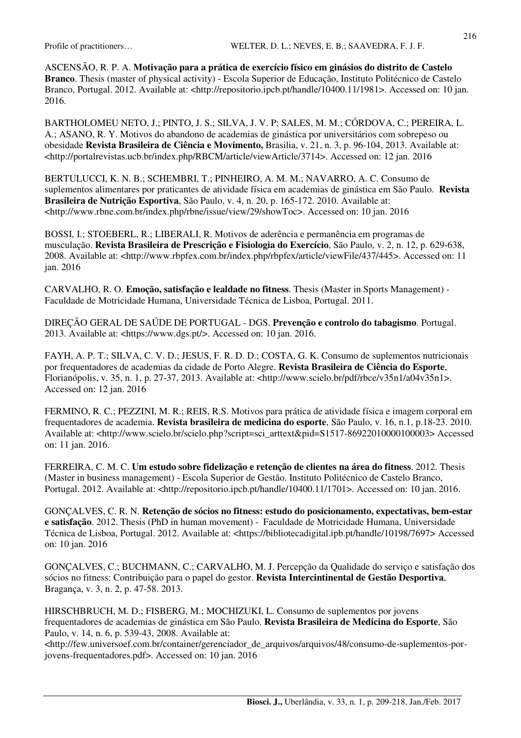ASCENSÃO, R. P. A. **Motivação para a prática de exercício físico em ginásios do distrito de Castelo Branco**. Thesis (master of physical activity) - Escola Superior de Educação, Instituto Politécnico de Castelo Branco, Portugal. 2012. Available at: <http://repositorio.ipcb.pt/handle/10400.11/1981>. Accessed on: 10 jan. 2016.

BARTHOLOMEU NETO, J.; PINTO, J. S.; SILVA, J. V. P; SALES, M. M.; CÓRDOVA, C.; PEREIRA, L. A.; ASANO, R. Y. Motivos do abandono de academias de ginástica por universitários com sobrepeso ou obesidade **Revista Brasileira de Ciência e Movimento,** Brasilia, v. 21, n. 3, p. 96-104, 2013. Available at: <http://portalrevistas.ucb.br/index.php/RBCM/article/viewArticle/3714>. Accessed on: 12 jan. 2016

BERTULUCCI, K. N. B.; SCHEMBRI, T.; PINHEIRO, A. M. M.; NAVARRO, A. C. Consumo de suplementos alimentares por praticantes de atividade física em academias de ginástica em São Paulo. **Revista Brasileira de Nutrição Esportiva**, São Paulo, v. 4, n. 20, p. 165-172. 2010. Available at: <http://www.rbne.com.br/index.php/rbne/issue/view/29/showToc>. Accessed on: 10 jan. 2016

BOSSI, I.; STOEBERL, R.; LIBERALI, R. Motivos de aderência e permanência em programas de musculação. **Revista Brasileira de Prescrição e Fisiologia do Exercício**, São Paulo, v. 2, n. 12, p. 629-638, 2008. Available at: <http://www.rbpfex.com.br/index.php/rbpfex/article/viewFile/437/445>. Accessed on: 11 jan. 2016

CARVALHO, R. O. **Emoção, satisfação e lealdade no fitness**. Thesis (Master in Sports Management) - Faculdade de Motricidade Humana, Universidade Técnica de Lisboa, Portugal. 2011.

DIREÇÃO GERAL DE SAÚDE DE PORTUGAL - DGS. **Prevenção e controlo do tabagismo**. Portugal. 2013. Available at: <https://www.dgs.pt/>. Accessed on: 10 jan. 2016.

FAYH, A. P. T.; SILVA, C. V. D.; JESUS, F. R. D. D.; COSTA, G. K. Consumo de suplementos nutricionais por frequentadores de academias da cidade de Porto Alegre. **Revista Brasileira de Ciência do Esporte**, Florianópolis, v. 35, n. 1, p. 27-37, 2013. Available at: <http://www.scielo.br/pdf/rbce/v35n1/a04v35n1>. Accessed on: 12 jan. 2016

FERMINO, R. C.; PEZZINI, M. R.; REIS, R.S. Motivos para prática de atividade física e imagem corporal em frequentadores de academia. **Revista brasileira de medicina do esporte**, São Paulo, v. 16, n.1, p.18-23. 2010. Available at: <http://www.scielo.br/scielo.php?script=sci_arttext&pid=S1517-86922010000100003> Accessed on: 11 jan. 2016.

FERREIRA, C. M. C. **Um estudo sobre fidelização e retenção de clientes na área do fitness**. 2012. Thesis (Master in business management) - Escola Superior de Gestão. Instituto Politécnico de Castelo Branco, Portugal. 2012. Available at: <http://repositorio.ipcb.pt/handle/10400.11/1701>. Accessed on: 10 jan. 2016.

GONÇALVES, C. R. N. **Retenção de sócios no fitness: estudo do posicionamento, expectativas, bem-estar e satisfação**. 2012. Thesis (PhD in human movement) - Faculdade de Motricidade Humana, Universidade Técnica de Lisboa, Portugal. 2012. Available at: <https://bibliotecadigital.ipb.pt/handle/10198/7697> Accessed on: 10 jan. 2016

GONÇALVES, C.; BUCHMANN, C.; CARVALHO, M. J. Percepção da Qualidade do serviço e satisfação dos sócios no fitness: Contribuição para o papel do gestor. **Revista Intercintinental de Gestão Desportiva**, Bragança, v. 3, n. 2, p. 47-58. 2013.

HIRSCHBRUCH, M. D.; FISBERG, M.; MOCHIZUKI, L. Consumo de suplementos por jovens frequentadores de academias de ginástica em São Paulo. **Revista Brasileira de Medicina do Esporte**, São Paulo, v. 14, n. 6, p. 539-43, 2008. Available at: <http://few.universoef.com.br/container/gerenciador_de_arquivos/arquivos/48/consumo-de-suplementos-por-jovens-frequentadores.pdf>. Accessed on: 10 jan. 2016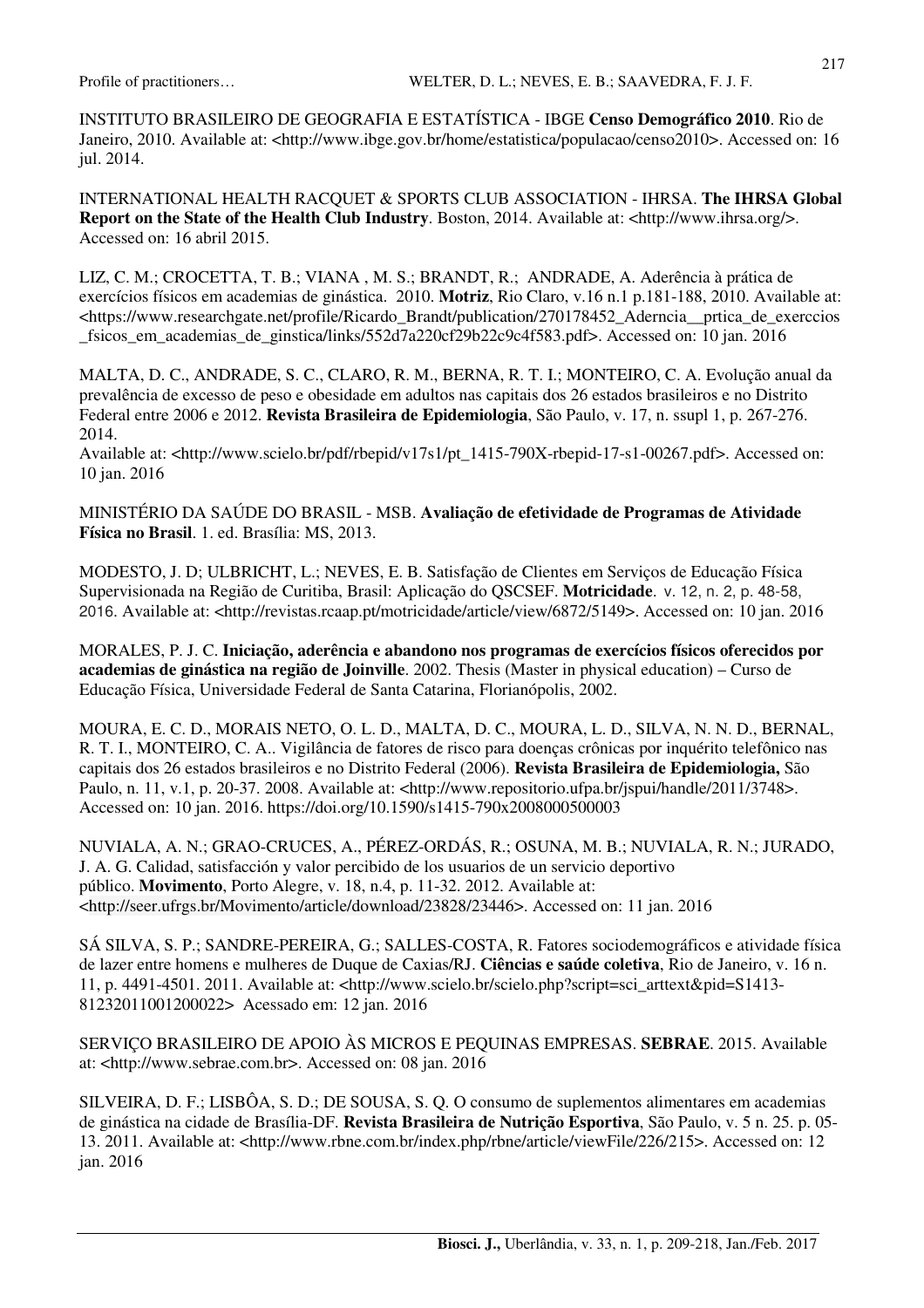INSTITUTO BRASILEIRO DE GEOGRAFIA E ESTATÍSTICA - IBGE **Censo Demográfico 2010**. Rio de Janeiro, 2010. Available at: <http://www.ibge.gov.br/home/estatistica/populacao/censo2010>. Accessed on: 16 jul. 2014.

INTERNATIONAL HEALTH RACQUET & SPORTS CLUB ASSOCIATION - IHRSA. **The IHRSA Global Report on the State of the Health Club Industry**. Boston, 2014. Available at: <http://www.ihrsa.org/>. Accessed on: 16 abril 2015.

LIZ, C. M.; CROCETTA, T. B.; VIANA , M. S.; BRANDT, R.; ANDRADE, A. Aderência à prática de exercícios físicos em academias de ginástica. 2010. **Motriz**, Rio Claro, v.16 n.1 p.181-188, 2010. Available at: <https://www.researchgate.net/profile/Ricardo_Brandt/publication/270178452_Aderncia__prtica_de_exerccios_fsicos_em_academias_de_ginstica/links/552d7a220cf29b22c9c4f583.pdf>. Accessed on: 10 jan. 2016

MALTA, D. C., ANDRADE, S. C., CLARO, R. M., BERNA, R. T. I.; MONTEIRO, C. A. Evolução anual da prevalência de excesso de peso e obesidade em adultos nas capitais dos 26 estados brasileiros e no Distrito Federal entre 2006 e 2012. **Revista Brasileira de Epidemiologia**, São Paulo, v. 17, n. ssupl 1, p. 267-276. 2014.
Available at: <http://www.scielo.br/pdf/rbepid/v17s1/pt_1415-790X-rbepid-17-s1-00267.pdf>. Accessed on: 10 jan. 2016

MINISTÉRIO DA SAÚDE DO BRASIL - MSB. **Avaliação de efetividade de Programas de Atividade Física no Brasil**. 1. ed. Brasília: MS, 2013.

MODESTO, J. D; ULBRICHT, L.; NEVES, E. B. Satisfação de Clientes em Serviços de Educação Física Supervisionada na Região de Curitiba, Brasil: Aplicação do QSCSEF. **Motricidade**. v. 12, n. 2, p. 48-58, 2016. Available at: <http://revistas.rcaap.pt/motricidade/article/view/6872/5149>. Accessed on: 10 jan. 2016

MORALES, P. J. C. **Iniciação, aderência e abandono nos programas de exercícios físicos oferecidos por academias de ginástica na região de Joinville**. 2002. Thesis (Master in physical education) – Curso de Educação Física, Universidade Federal de Santa Catarina, Florianópolis, 2002.

MOURA, E. C. D., MORAIS NETO, O. L. D., MALTA, D. C., MOURA, L. D., SILVA, N. N. D., BERNAL, R. T. I., MONTEIRO, C. A.. Vigilância de fatores de risco para doenças crônicas por inquérito telefônico nas capitais dos 26 estados brasileiros e no Distrito Federal (2006). **Revista Brasileira de Epidemiologia,** São Paulo, n. 11, v.1, p. 20-37. 2008. Available at: <http://www.repositorio.ufpa.br/jspui/handle/2011/3748>. Accessed on: 10 jan. 2016. https://doi.org/10.1590/s1415-790x2008000500003

NUVIALA, A. N.; GRAO-CRUCES, A., PÉREZ-ORDÁS, R.; OSUNA, M. B.; NUVIALA, R. N.; JURADO, J. A. G. Calidad, satisfacción y valor percibido de los usuarios de un servicio deportivo público. **Movimento**, Porto Alegre, v. 18, n.4, p. 11-32. 2012. Available at: <http://seer.ufrgs.br/Movimento/article/download/23828/23446>. Accessed on: 11 jan. 2016

SÁ SILVA, S. P.; SANDRE-PEREIRA, G.; SALLES-COSTA, R. Fatores sociodemográficos e atividade física de lazer entre homens e mulheres de Duque de Caxias/RJ. **Ciências e saúde coletiva**, Rio de Janeiro, v. 16 n. 11, p. 4491-4501. 2011. Available at: <http://www.scielo.br/scielo.php?script=sci_arttext&pid=S1413-81232011001200022> Acessado em: 12 jan. 2016

SERVIÇO BRASILEIRO DE APOIO ÀS MICROS E PEQUINAS EMPRESAS. **SEBRAE**. 2015. Available at: <http://www.sebrae.com.br>. Accessed on: 08 jan. 2016

SILVEIRA, D. F.; LISBÔA, S. D.; DE SOUSA, S. Q. O consumo de suplementos alimentares em academias de ginástica na cidade de Brasília-DF. **Revista Brasileira de Nutrição Esportiva**, São Paulo, v. 5 n. 25. p. 05-13. 2011. Available at: <http://www.rbne.com.br/index.php/rbne/article/viewFile/226/215>. Accessed on: 12 jan. 2016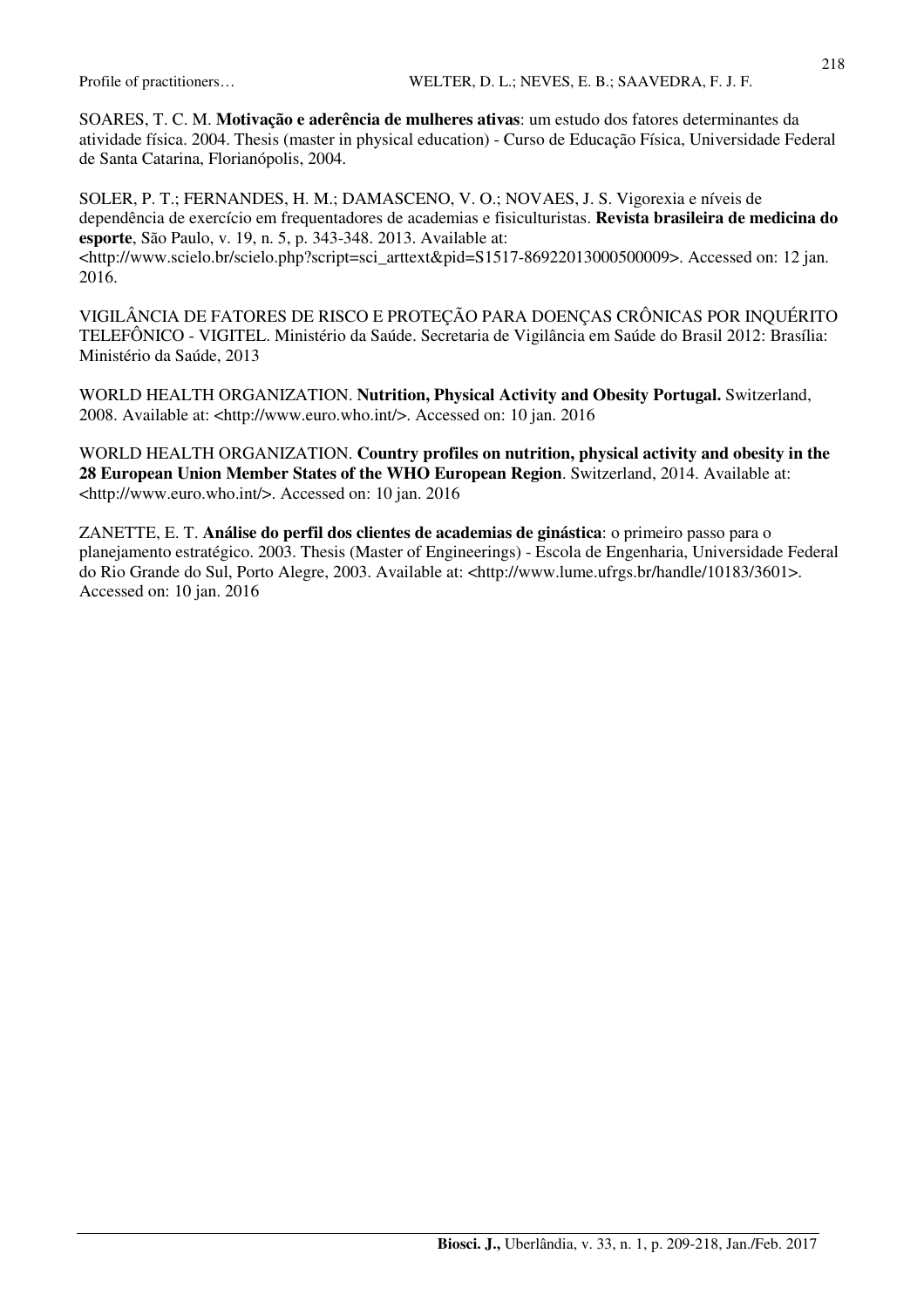SOARES, T. C. M. **Motivação e aderência de mulheres ativas**: um estudo dos fatores determinantes da atividade física. 2004. Thesis (master in physical education) - Curso de Educação Física, Universidade Federal de Santa Catarina, Florianópolis, 2004.

SOLER, P. T.; FERNANDES, H. M.; DAMASCENO, V. O.; NOVAES, J. S. Vigorexia e níveis de dependência de exercício em frequentadores de academias e fisiculturistas. **Revista brasileira de medicina do esporte**, São Paulo, v. 19, n. 5, p. 343-348. 2013. Available at: <http://www.scielo.br/scielo.php?script=sci_arttext&pid=S1517-86922013000500009>. Accessed on: 12 jan. 2016.

VIGILÂNCIA DE FATORES DE RISCO E PROTEÇÃO PARA DOENÇAS CRÔNICAS POR INQUÉRITO TELEFÔNICO - VIGITEL. Ministério da Saúde. Secretaria de Vigilância em Saúde do Brasil 2012: Brasília: Ministério da Saúde, 2013

WORLD HEALTH ORGANIZATION. **Nutrition, Physical Activity and Obesity Portugal.** Switzerland, 2008. Available at: <http://www.euro.who.int/>. Accessed on: 10 jan. 2016

WORLD HEALTH ORGANIZATION. **Country profiles on nutrition, physical activity and obesity in the 28 European Union Member States of the WHO European Region**. Switzerland, 2014. Available at: <http://www.euro.who.int/>. Accessed on: 10 jan. 2016

ZANETTE, E. T. **Análise do perfil dos clientes de academias de ginástica**: o primeiro passo para o planejamento estratégico. 2003. Thesis (Master of Engineerings) - Escola de Engenharia, Universidade Federal do Rio Grande do Sul, Porto Alegre, 2003. Available at: <http://www.lume.ufrgs.br/handle/10183/3601>. Accessed on: 10 jan. 2016